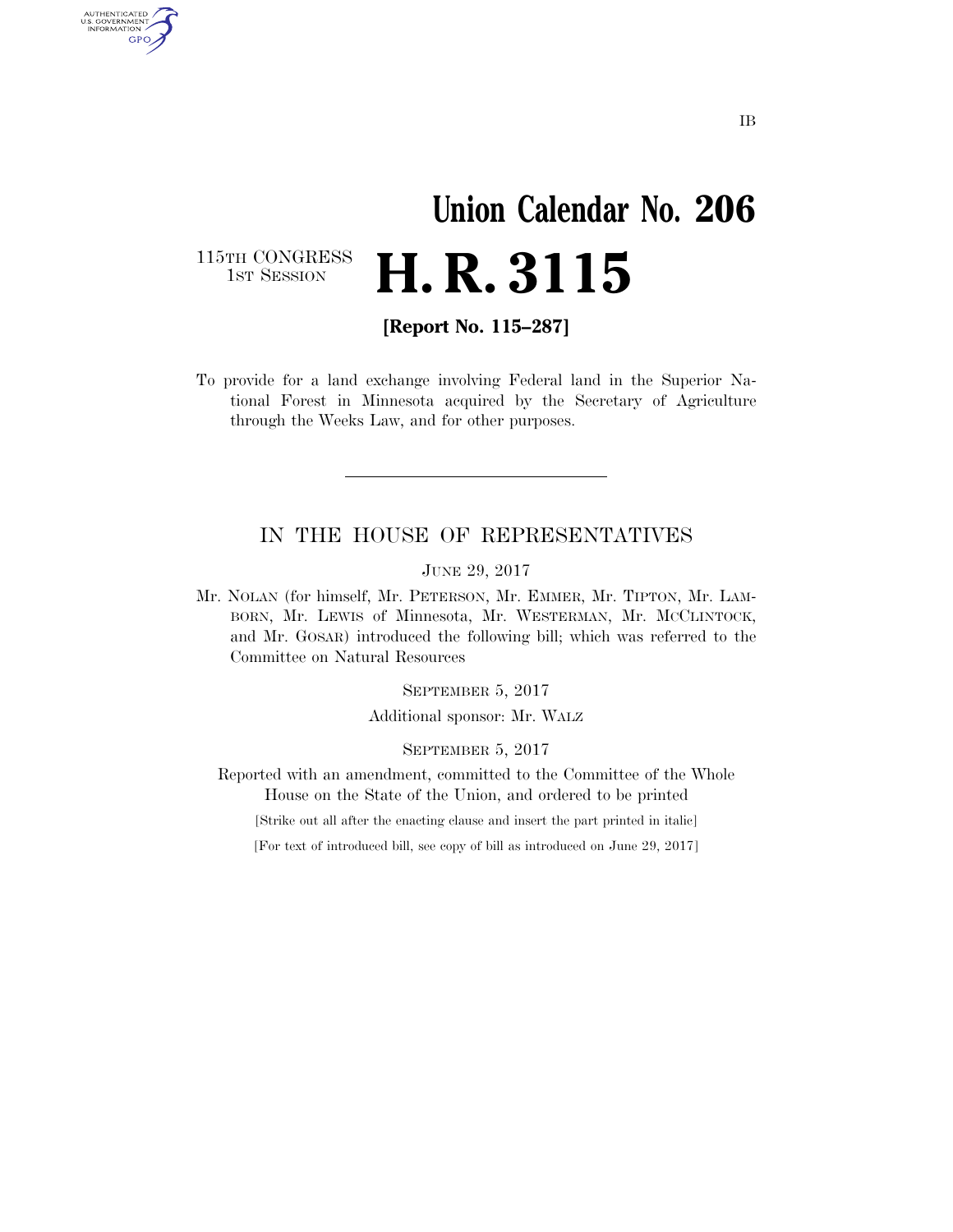IB

# Union Calendar No. 206

115TH CONGRESS
1ST SESSION

# H. R. 3115

**[Report No. 115–287]**

To provide for a land exchange involving Federal land in the Superior National Forest in Minnesota acquired by the Secretary of Agriculture through the Weeks Law, and for other purposes.

---

## IN THE HOUSE OF REPRESENTATIVES

JUNE 29, 2017

Mr. NOLAN (for himself, Mr. PETERSON, Mr. EMMER, Mr. TIPTON, Mr. LAMBORN, Mr. LEWIS of Minnesota, Mr. WESTERMAN, Mr. MCCLINTOCK, and Mr. GOSAR) introduced the following bill; which was referred to the Committee on Natural Resources

SEPTEMBER 5, 2017

Additional sponsor: Mr. WALZ

SEPTEMBER 5, 2017

Reported with an amendment, committed to the Committee of the Whole House on the State of the Union, and ordered to be printed

[Strike out all after the enacting clause and insert the part printed in italic]

[For text of introduced bill, see copy of bill as introduced on June 29, 2017]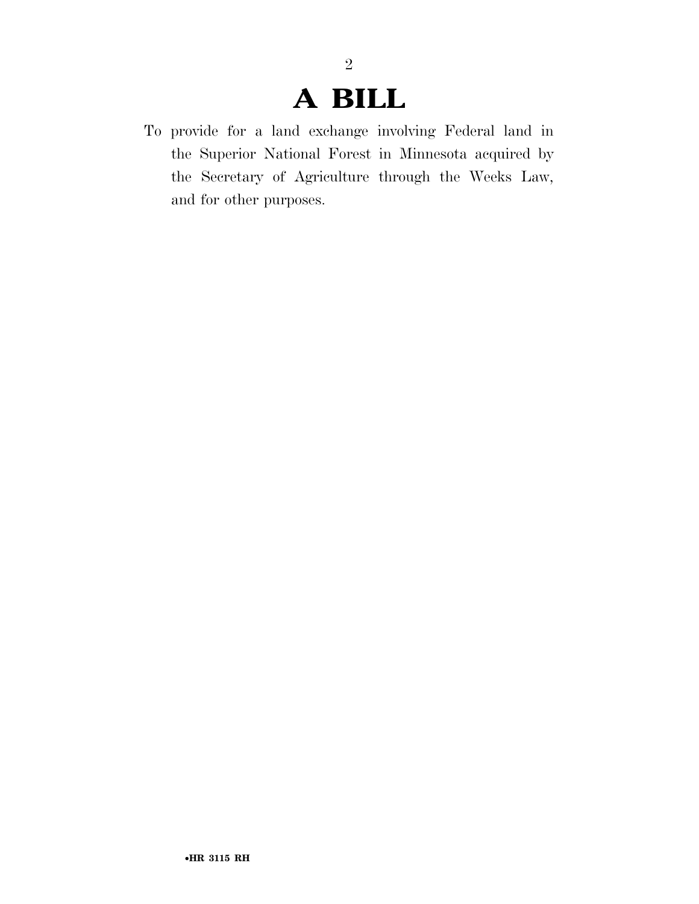# A BILL

To provide for a land exchange involving Federal land in the Superior National Forest in Minnesota acquired by the Secretary of Agriculture through the Weeks Law, and for other purposes.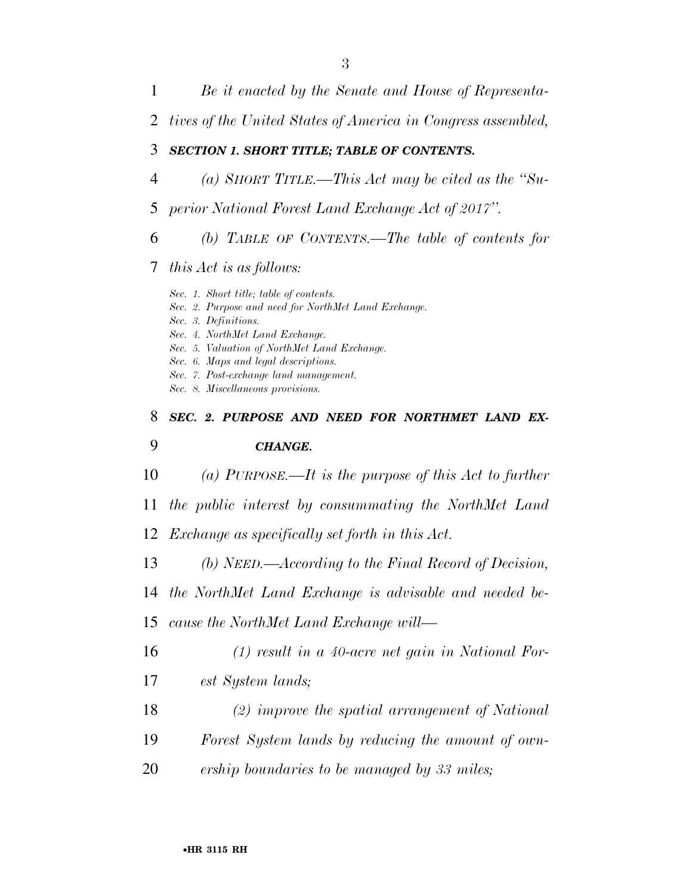*Be it enacted by the Senate and House of Representatives of the United States of America in Congress assembled,*

***SECTION 1. SHORT TITLE; TABLE OF CONTENTS.***

*(a) SHORT TITLE.—This Act may be cited as the "Superior National Forest Land Exchange Act of 2017".*

*(b) TABLE OF CONTENTS.—The table of contents for this Act is as follows:*

*Sec. 1. Short title; table of contents.*
*Sec. 2. Purpose and need for NorthMet Land Exchange.*
*Sec. 3. Definitions.*
*Sec. 4. NorthMet Land Exchange.*
*Sec. 5. Valuation of NorthMet Land Exchange.*
*Sec. 6. Maps and legal descriptions.*
*Sec. 7. Post-exchange land management.*
*Sec. 8. Miscellaneous provisions.*

***SEC. 2. PURPOSE AND NEED FOR NORTHMET LAND EXCHANGE.***

*(a) PURPOSE.—It is the purpose of this Act to further the public interest by consummating the NorthMet Land Exchange as specifically set forth in this Act.*

*(b) NEED.—According to the Final Record of Decision, the NorthMet Land Exchange is advisable and needed because the NorthMet Land Exchange will—*

*(1) result in a 40-acre net gain in National Forest System lands;*

*(2) improve the spatial arrangement of National Forest System lands by reducing the amount of ownership boundaries to be managed by 33 miles;*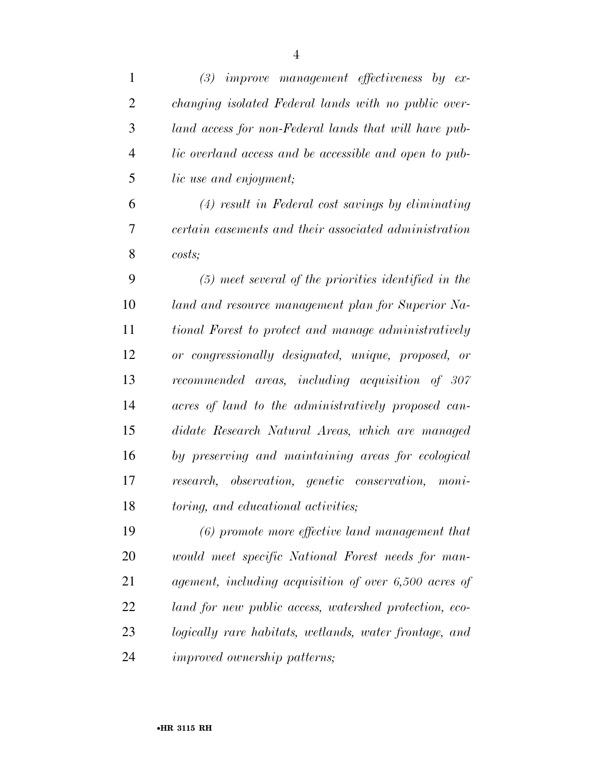*(3) improve management effectiveness by exchanging isolated Federal lands with no public overland access for non-Federal lands that will have public overland access and be accessible and open to public use and enjoyment;*

*(4) result in Federal cost savings by eliminating certain easements and their associated administration costs;*

*(5) meet several of the priorities identified in the land and resource management plan for Superior National Forest to protect and manage administratively or congressionally designated, unique, proposed, or recommended areas, including acquisition of 307 acres of land to the administratively proposed candidate Research Natural Areas, which are managed by preserving and maintaining areas for ecological research, observation, genetic conservation, monitoring, and educational activities;*

*(6) promote more effective land management that would meet specific National Forest needs for management, including acquisition of over 6,500 acres of land for new public access, watershed protection, ecologically rare habitats, wetlands, water frontage, and improved ownership patterns;*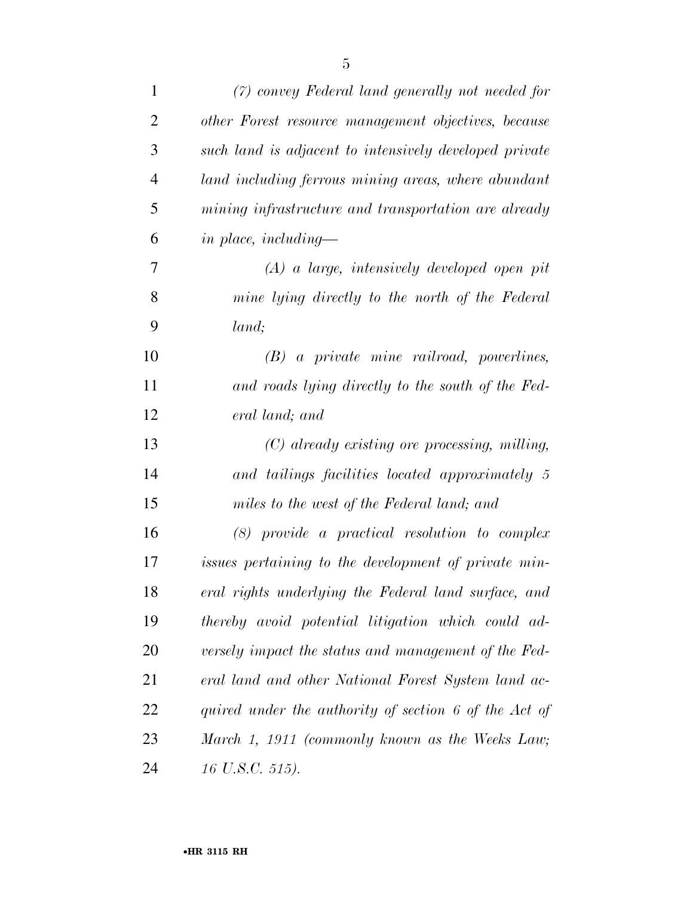*(7) convey Federal land generally not needed for other Forest resource management objectives, because such land is adjacent to intensively developed private land including ferrous mining areas, where abundant mining infrastructure and transportation are already in place, including—*

*(A) a large, intensively developed open pit mine lying directly to the north of the Federal land;*

*(B) a private mine railroad, powerlines, and roads lying directly to the south of the Federal land; and*

*(C) already existing ore processing, milling, and tailings facilities located approximately 5 miles to the west of the Federal land; and*

*(8) provide a practical resolution to complex issues pertaining to the development of private mineral rights underlying the Federal land surface, and thereby avoid potential litigation which could adversely impact the status and management of the Federal land and other National Forest System land acquired under the authority of section 6 of the Act of March 1, 1911 (commonly known as the Weeks Law; 16 U.S.C. 515).*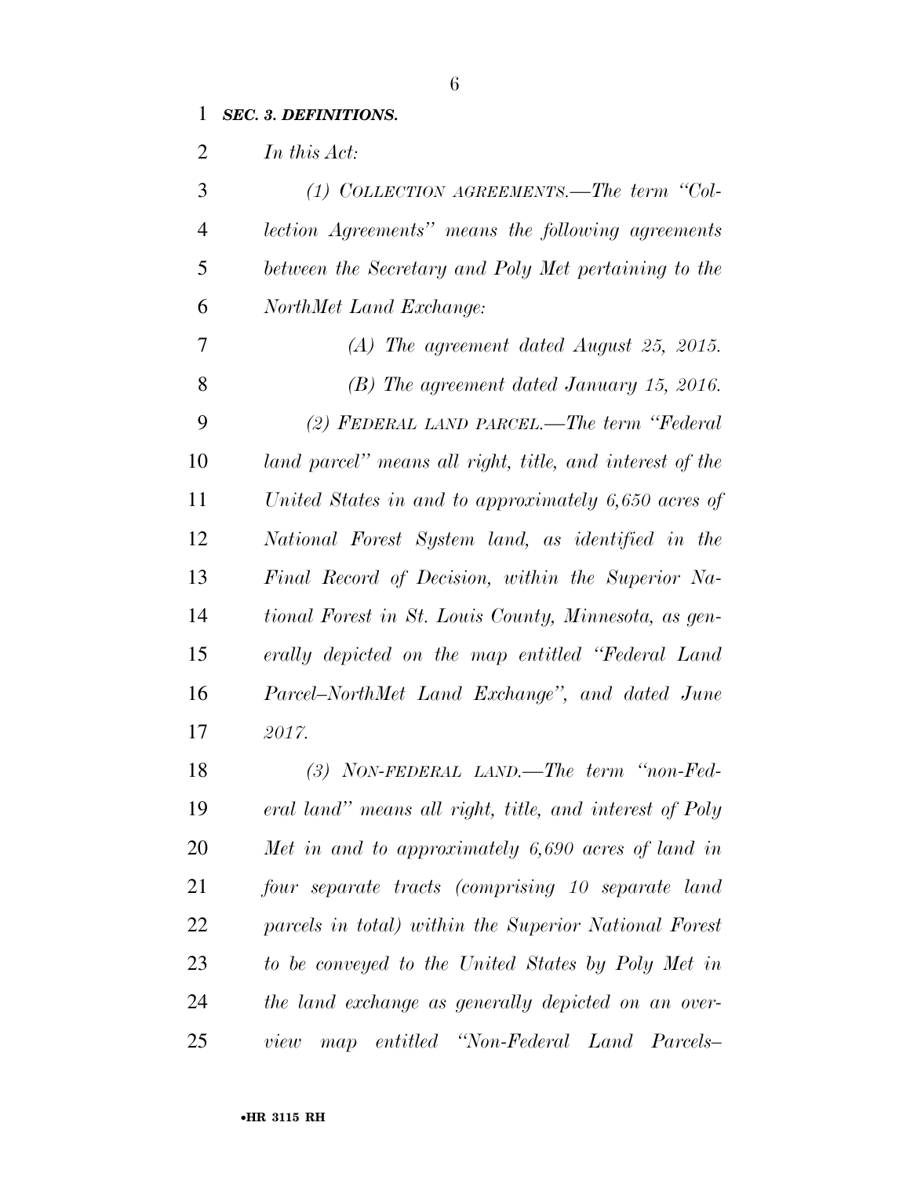***SEC. 3. DEFINITIONS.***

*In this Act:*

*(1) COLLECTION AGREEMENTS.—The term "Collection Agreements" means the following agreements between the Secretary and Poly Met pertaining to the NorthMet Land Exchange:*

*(A) The agreement dated August 25, 2015.*

*(B) The agreement dated January 15, 2016.*

*(2) FEDERAL LAND PARCEL.—The term "Federal land parcel" means all right, title, and interest of the United States in and to approximately 6,650 acres of National Forest System land, as identified in the Final Record of Decision, within the Superior National Forest in St. Louis County, Minnesota, as generally depicted on the map entitled "Federal Land Parcel–NorthMet Land Exchange", and dated June 2017.*

*(3) NON-FEDERAL LAND.—The term "non-Federal land" means all right, title, and interest of Poly Met in and to approximately 6,690 acres of land in four separate tracts (comprising 10 separate land parcels in total) within the Superior National Forest to be conveyed to the United States by Poly Met in the land exchange as generally depicted on an overview map entitled "Non-Federal Land Parcels–*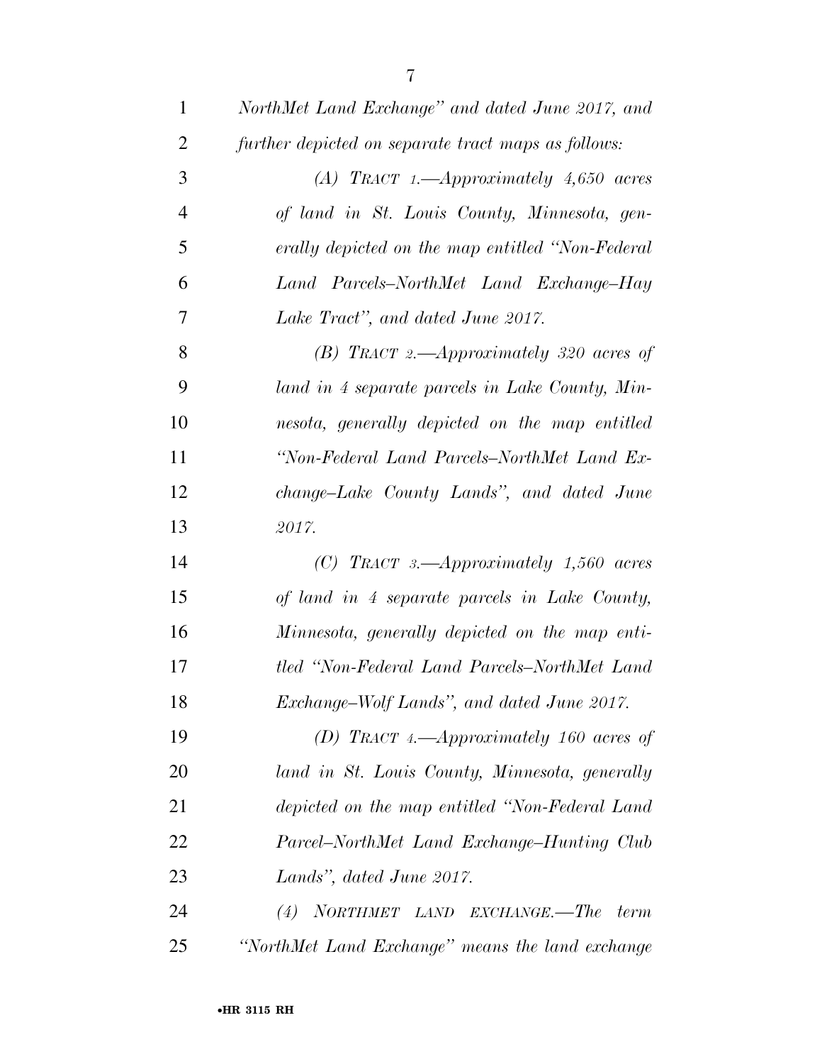*NorthMet Land Exchange" and dated June 2017, and further depicted on separate tract maps as follows:*

*(A) TRACT 1.—Approximately 4,650 acres of land in St. Louis County, Minnesota, generally depicted on the map entitled "Non-Federal Land Parcels–NorthMet Land Exchange–Hay Lake Tract", and dated June 2017.*

*(B) TRACT 2.—Approximately 320 acres of land in 4 separate parcels in Lake County, Minnesota, generally depicted on the map entitled "Non-Federal Land Parcels–NorthMet Land Exchange–Lake County Lands", and dated June 2017.*

*(C) TRACT 3.—Approximately 1,560 acres of land in 4 separate parcels in Lake County, Minnesota, generally depicted on the map entitled "Non-Federal Land Parcels–NorthMet Land Exchange–Wolf Lands", and dated June 2017.*

*(D) TRACT 4.—Approximately 160 acres of land in St. Louis County, Minnesota, generally depicted on the map entitled "Non-Federal Land Parcel–NorthMet Land Exchange–Hunting Club Lands", dated June 2017.*

*(4) NORTHMET LAND EXCHANGE.—The term "NorthMet Land Exchange" means the land exchange*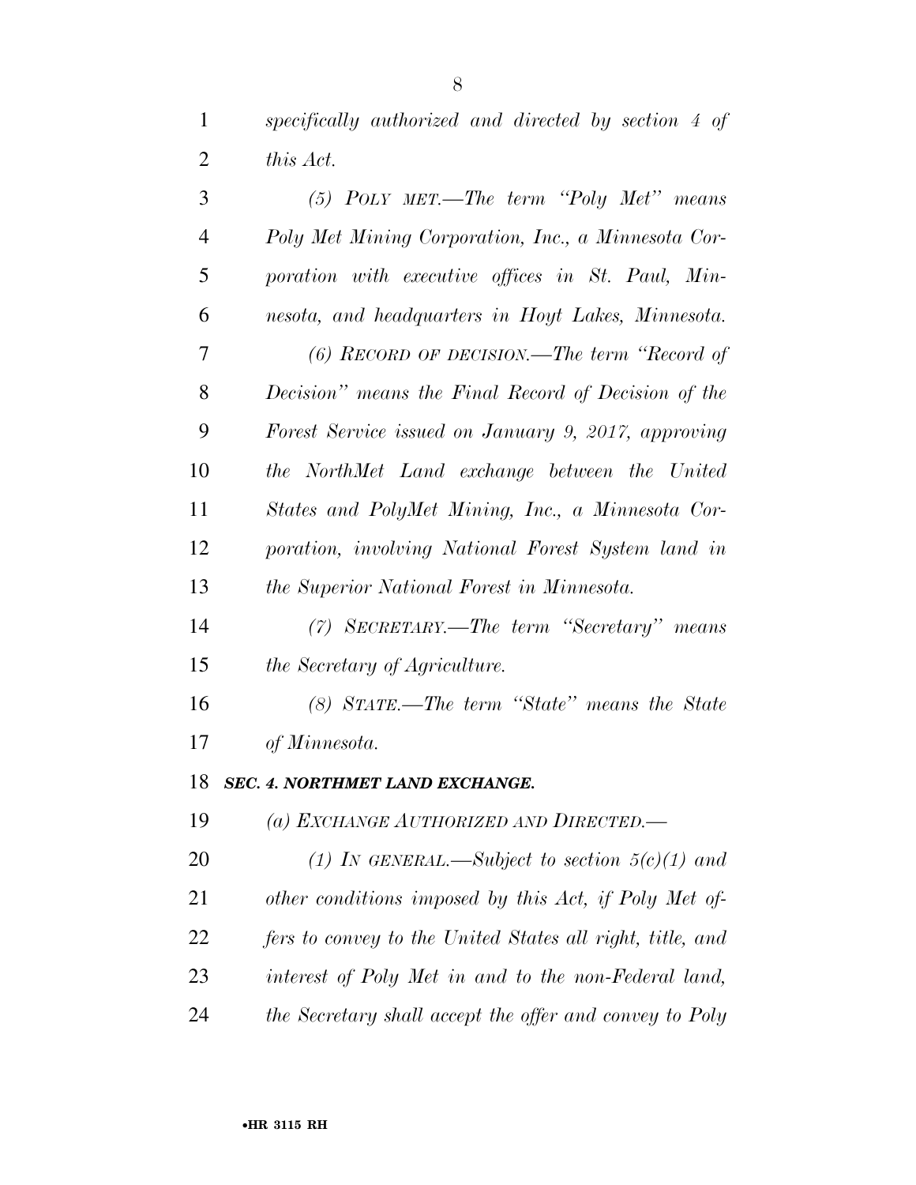*specifically authorized and directed by section 4 of this Act.*

*(5) POLY MET.—The term "Poly Met" means Poly Met Mining Corporation, Inc., a Minnesota Corporation with executive offices in St. Paul, Minnesota, and headquarters in Hoyt Lakes, Minnesota.*

*(6) RECORD OF DECISION.—The term "Record of Decision" means the Final Record of Decision of the Forest Service issued on January 9, 2017, approving the NorthMet Land exchange between the United States and PolyMet Mining, Inc., a Minnesota Corporation, involving National Forest System land in the Superior National Forest in Minnesota.*

*(7) SECRETARY.—The term "Secretary" means the Secretary of Agriculture.*

*(8) STATE.—The term "State" means the State of Minnesota.*

***SEC. 4. NORTHMET LAND EXCHANGE.***

*(a) EXCHANGE AUTHORIZED AND DIRECTED.—*

*(1) IN GENERAL.—Subject to section 5(c)(1) and other conditions imposed by this Act, if Poly Met offers to convey to the United States all right, title, and interest of Poly Met in and to the non-Federal land, the Secretary shall accept the offer and convey to Poly*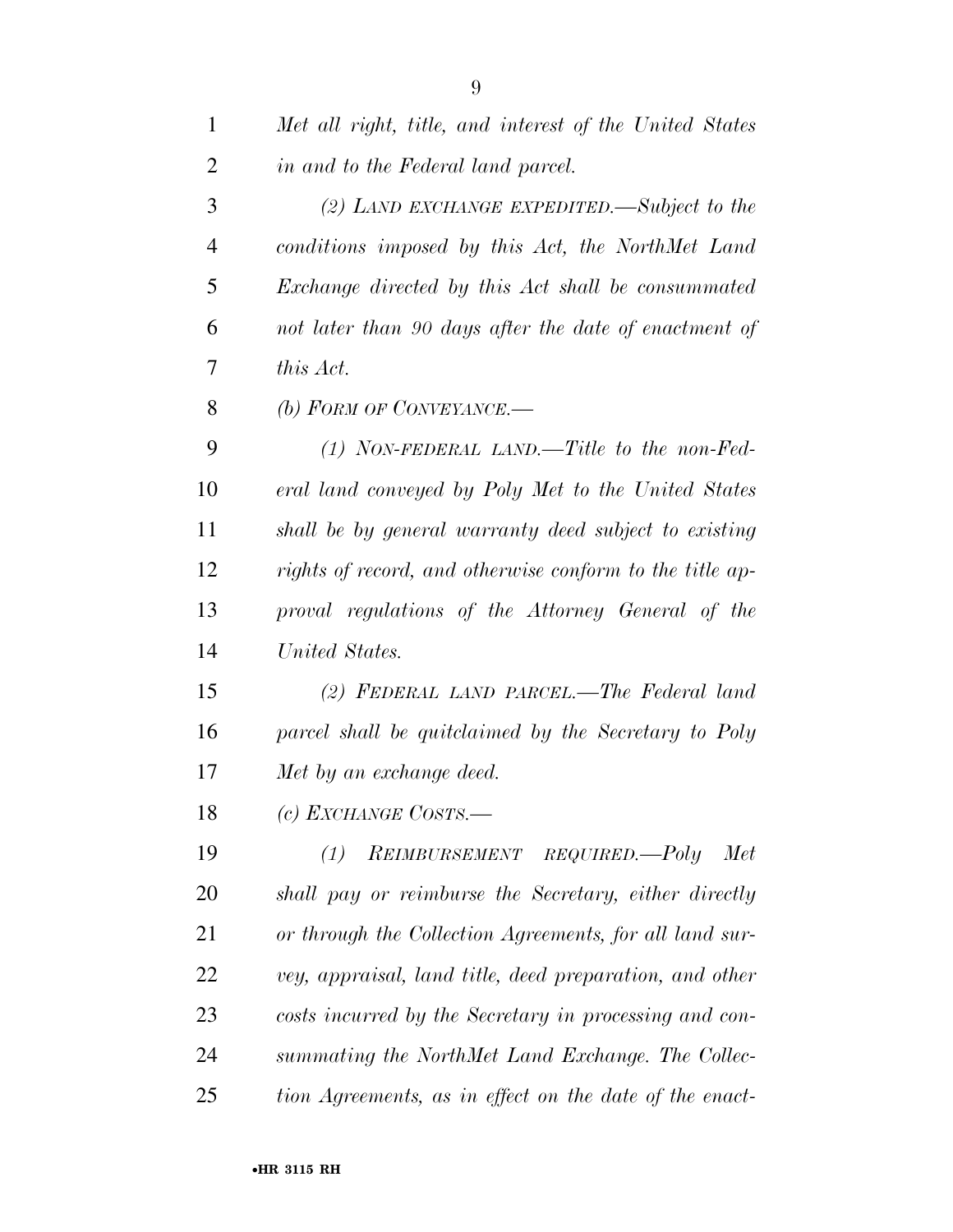*Met all right, title, and interest of the United States in and to the Federal land parcel.*

*(2) LAND EXCHANGE EXPEDITED.—Subject to the conditions imposed by this Act, the NorthMet Land Exchange directed by this Act shall be consummated not later than 90 days after the date of enactment of this Act.*

*(b) FORM OF CONVEYANCE.—*

*(1) NON-FEDERAL LAND.—Title to the non-Federal land conveyed by Poly Met to the United States shall be by general warranty deed subject to existing rights of record, and otherwise conform to the title approval regulations of the Attorney General of the United States.*

*(2) FEDERAL LAND PARCEL.—The Federal land parcel shall be quitclaimed by the Secretary to Poly Met by an exchange deed.*

*(c) EXCHANGE COSTS.—*

*(1) REIMBURSEMENT REQUIRED.—Poly Met shall pay or reimburse the Secretary, either directly or through the Collection Agreements, for all land survey, appraisal, land title, deed preparation, and other costs incurred by the Secretary in processing and consummating the NorthMet Land Exchange. The Collection Agreements, as in effect on the date of the enact-*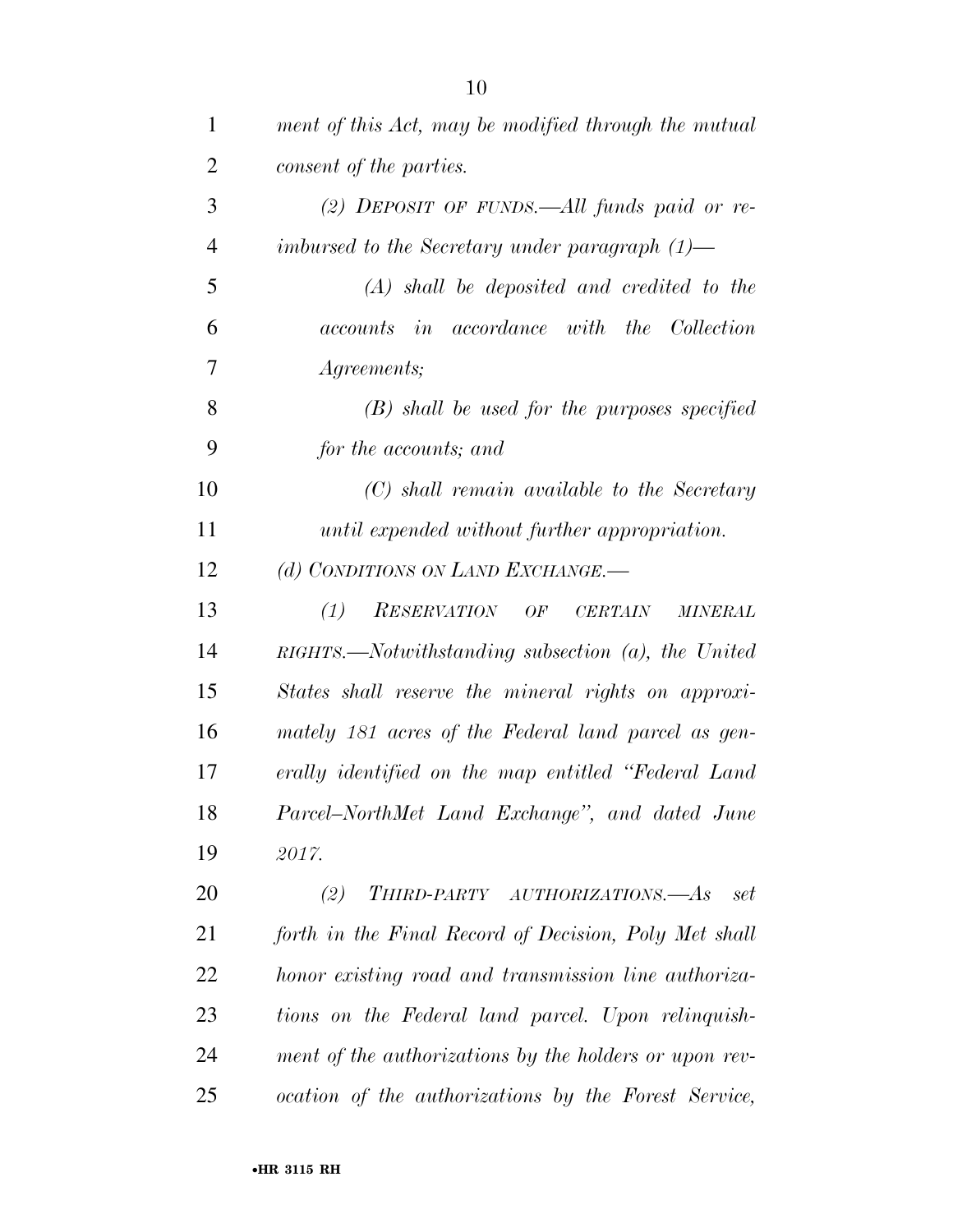*ment of this Act, may be modified through the mutual consent of the parties.*

*(2) DEPOSIT OF FUNDS.—All funds paid or reimbursed to the Secretary under paragraph (1)—*

*(A) shall be deposited and credited to the accounts in accordance with the Collection Agreements;*

*(B) shall be used for the purposes specified for the accounts; and*

*(C) shall remain available to the Secretary until expended without further appropriation.*

*(d) CONDITIONS ON LAND EXCHANGE.—*

*(1) RESERVATION OF CERTAIN MINERAL RIGHTS.—Notwithstanding subsection (a), the United States shall reserve the mineral rights on approximately 181 acres of the Federal land parcel as generally identified on the map entitled "Federal Land Parcel–NorthMet Land Exchange", and dated June 2017.*

*(2) THIRD-PARTY AUTHORIZATIONS.—As set forth in the Final Record of Decision, Poly Met shall honor existing road and transmission line authorizations on the Federal land parcel. Upon relinquishment of the authorizations by the holders or upon revocation of the authorizations by the Forest Service,*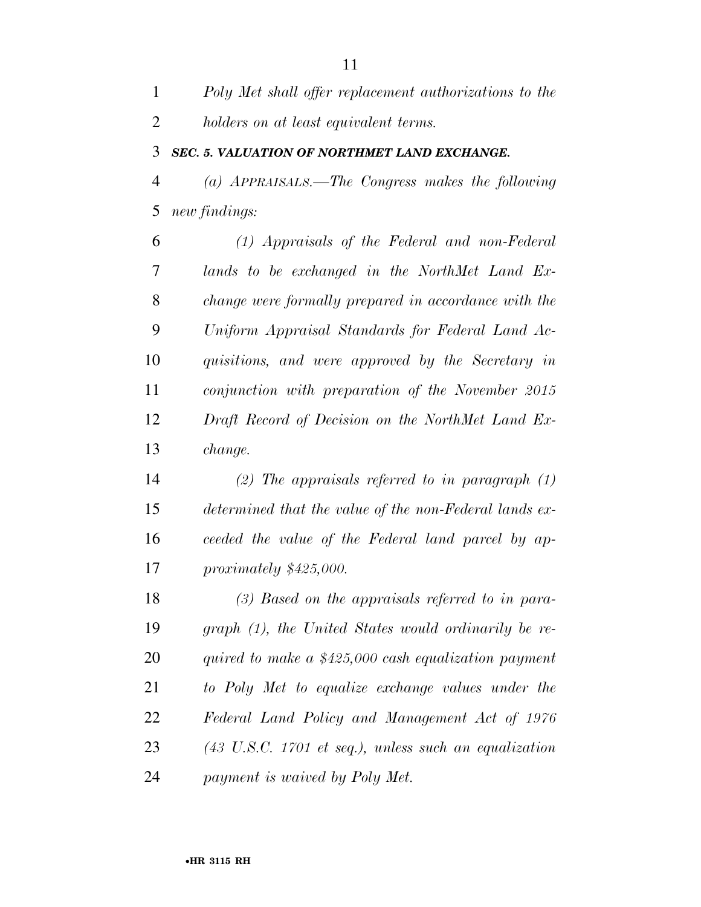*Poly Met shall offer replacement authorizations to the holders on at least equivalent terms.*

***SEC. 5. VALUATION OF NORTHMET LAND EXCHANGE.***

*(a) APPRAISALS.—The Congress makes the following new findings:*

*(1) Appraisals of the Federal and non-Federal lands to be exchanged in the NorthMet Land Exchange were formally prepared in accordance with the Uniform Appraisal Standards for Federal Land Acquisitions, and were approved by the Secretary in conjunction with preparation of the November 2015 Draft Record of Decision on the NorthMet Land Exchange.*

*(2) The appraisals referred to in paragraph (1) determined that the value of the non-Federal lands exceeded the value of the Federal land parcel by approximately $425,000.*

*(3) Based on the appraisals referred to in paragraph (1), the United States would ordinarily be required to make a $425,000 cash equalization payment to Poly Met to equalize exchange values under the Federal Land Policy and Management Act of 1976 (43 U.S.C. 1701 et seq.), unless such an equalization payment is waived by Poly Met.*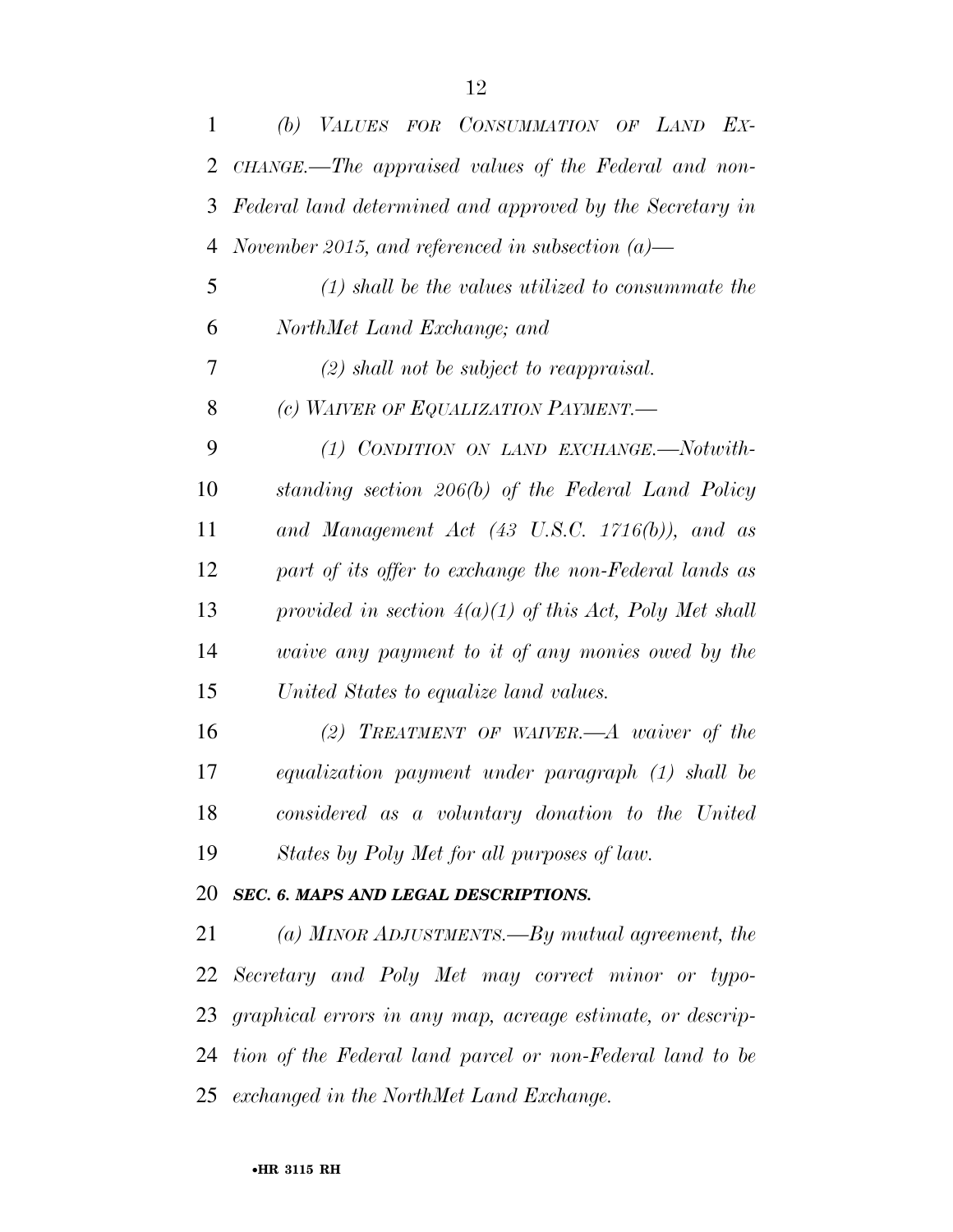*(b) VALUES FOR CONSUMMATION OF LAND EXCHANGE.—The appraised values of the Federal and non-Federal land determined and approved by the Secretary in November 2015, and referenced in subsection (a)—*

*(1) shall be the values utilized to consummate the NorthMet Land Exchange; and*

*(2) shall not be subject to reappraisal.*

*(c) WAIVER OF EQUALIZATION PAYMENT.—*

*(1) CONDITION ON LAND EXCHANGE.—Notwithstanding section 206(b) of the Federal Land Policy and Management Act (43 U.S.C. 1716(b)), and as part of its offer to exchange the non-Federal lands as provided in section 4(a)(1) of this Act, Poly Met shall waive any payment to it of any monies owed by the United States to equalize land values.*

*(2) TREATMENT OF WAIVER.—A waiver of the equalization payment under paragraph (1) shall be considered as a voluntary donation to the United States by Poly Met for all purposes of law.*

***SEC. 6. MAPS AND LEGAL DESCRIPTIONS.***

*(a) MINOR ADJUSTMENTS.—By mutual agreement, the Secretary and Poly Met may correct minor or typographical errors in any map, acreage estimate, or description of the Federal land parcel or non-Federal land to be exchanged in the NorthMet Land Exchange.*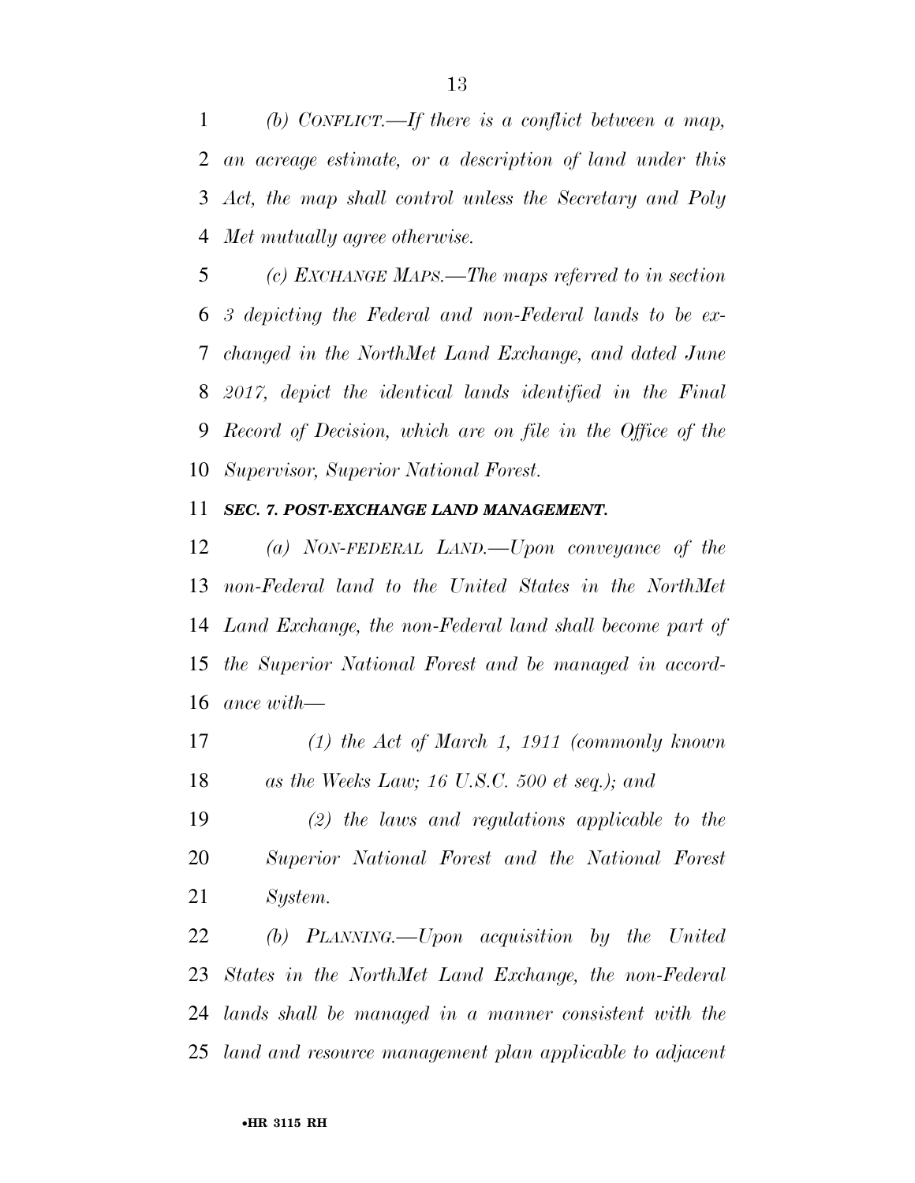*(b) CONFLICT.—If there is a conflict between a map, an acreage estimate, or a description of land under this Act, the map shall control unless the Secretary and Poly Met mutually agree otherwise.*

*(c) EXCHANGE MAPS.—The maps referred to in section 3 depicting the Federal and non-Federal lands to be exchanged in the NorthMet Land Exchange, and dated June 2017, depict the identical lands identified in the Final Record of Decision, which are on file in the Office of the Supervisor, Superior National Forest.*

***SEC. 7. POST-EXCHANGE LAND MANAGEMENT.***

*(a) NON-FEDERAL LAND.—Upon conveyance of the non-Federal land to the United States in the NorthMet Land Exchange, the non-Federal land shall become part of the Superior National Forest and be managed in accordance with—*

*(1) the Act of March 1, 1911 (commonly known as the Weeks Law; 16 U.S.C. 500 et seq.); and*

*(2) the laws and regulations applicable to the Superior National Forest and the National Forest System.*

*(b) PLANNING.—Upon acquisition by the United States in the NorthMet Land Exchange, the non-Federal lands shall be managed in a manner consistent with the land and resource management plan applicable to adjacent*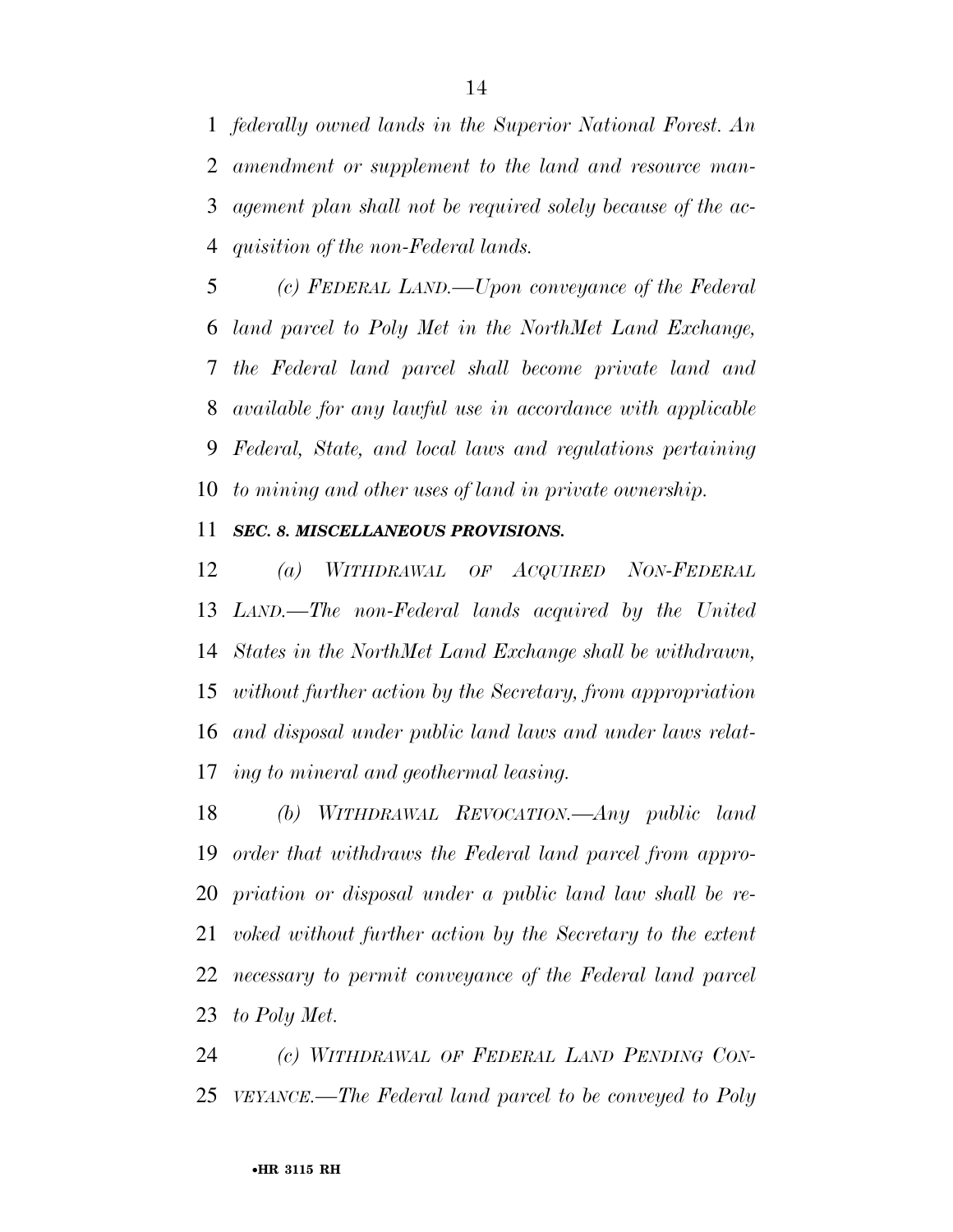*federally owned lands in the Superior National Forest. An amendment or supplement to the land and resource management plan shall not be required solely because of the acquisition of the non-Federal lands.*

*(c) FEDERAL LAND.—Upon conveyance of the Federal land parcel to Poly Met in the NorthMet Land Exchange, the Federal land parcel shall become private land and available for any lawful use in accordance with applicable Federal, State, and local laws and regulations pertaining to mining and other uses of land in private ownership.*

***SEC. 8. MISCELLANEOUS PROVISIONS.***

*(a) WITHDRAWAL OF ACQUIRED NON-FEDERAL LAND.—The non-Federal lands acquired by the United States in the NorthMet Land Exchange shall be withdrawn, without further action by the Secretary, from appropriation and disposal under public land laws and under laws relating to mineral and geothermal leasing.*

*(b) WITHDRAWAL REVOCATION.—Any public land order that withdraws the Federal land parcel from appropriation or disposal under a public land law shall be revoked without further action by the Secretary to the extent necessary to permit conveyance of the Federal land parcel to Poly Met.*

*(c) WITHDRAWAL OF FEDERAL LAND PENDING CONVEYANCE.—The Federal land parcel to be conveyed to Poly*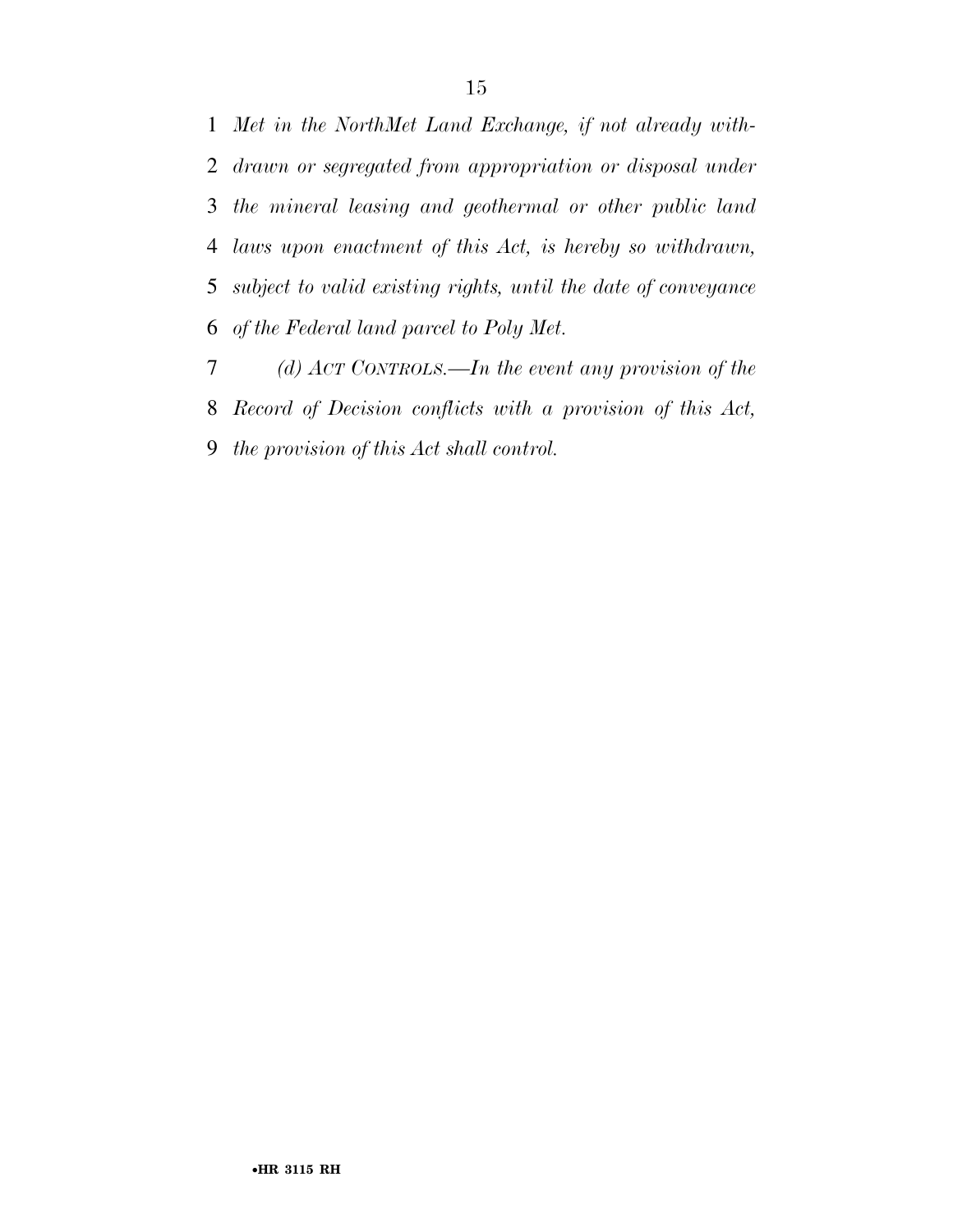*Met in the NorthMet Land Exchange, if not already withdrawn or segregated from appropriation or disposal under the mineral leasing and geothermal or other public land laws upon enactment of this Act, is hereby so withdrawn, subject to valid existing rights, until the date of conveyance of the Federal land parcel to Poly Met.*

*(d) ACT CONTROLS.—In the event any provision of the Record of Decision conflicts with a provision of this Act, the provision of this Act shall control.*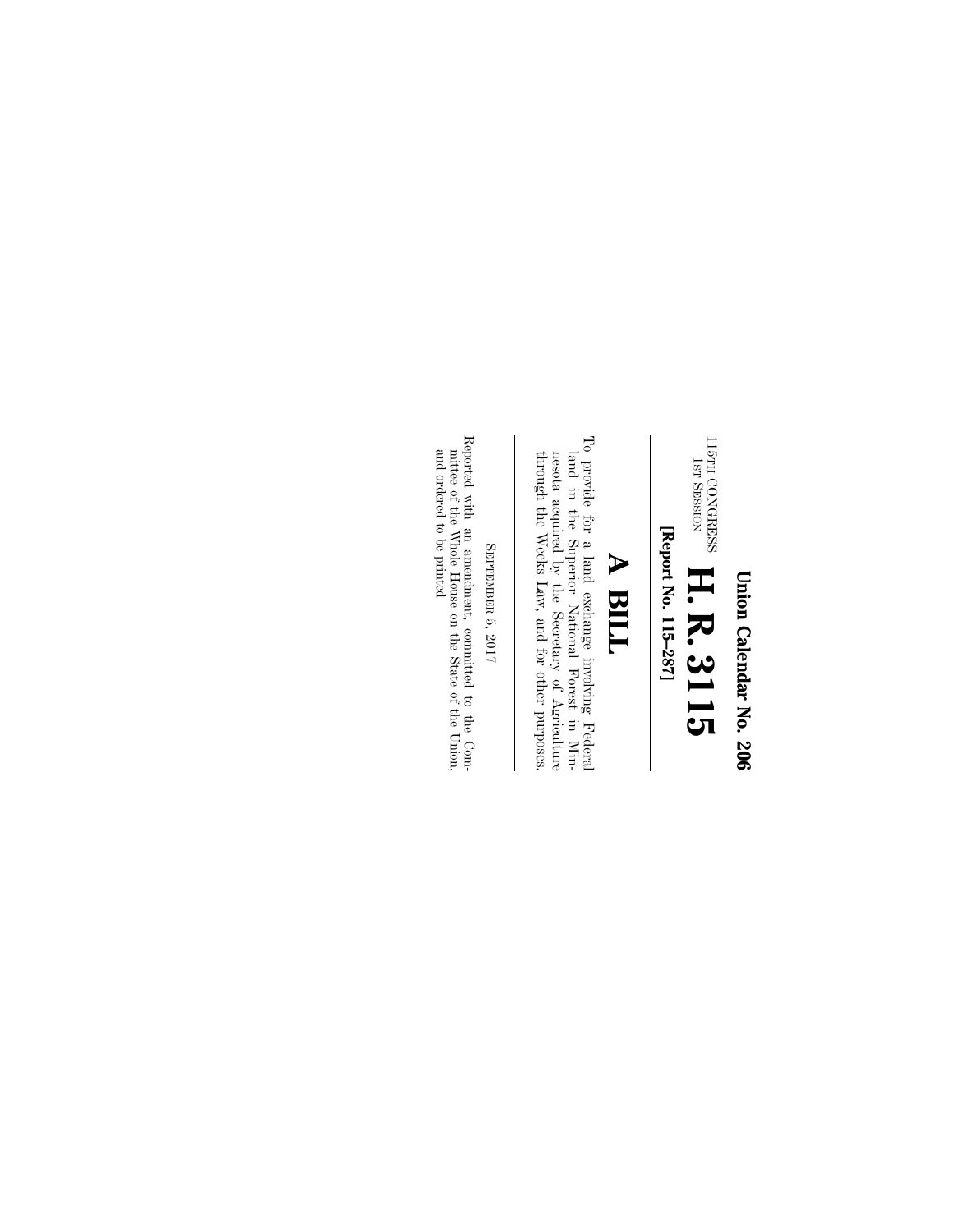Union Calendar No. 206

115TH CONGRESS
1ST SESSION

# H. R. 3115

**[Report No. 115–287]**

# A BILL

To provide for a land exchange involving Federal land in the Superior National Forest in Minnesota acquired by the Secretary of Agriculture through the Weeks Law, and for other purposes.

SEPTEMBER 5, 2017

Reported with an amendment, committed to the Committee of the Whole House on the State of the Union, and ordered to be printed